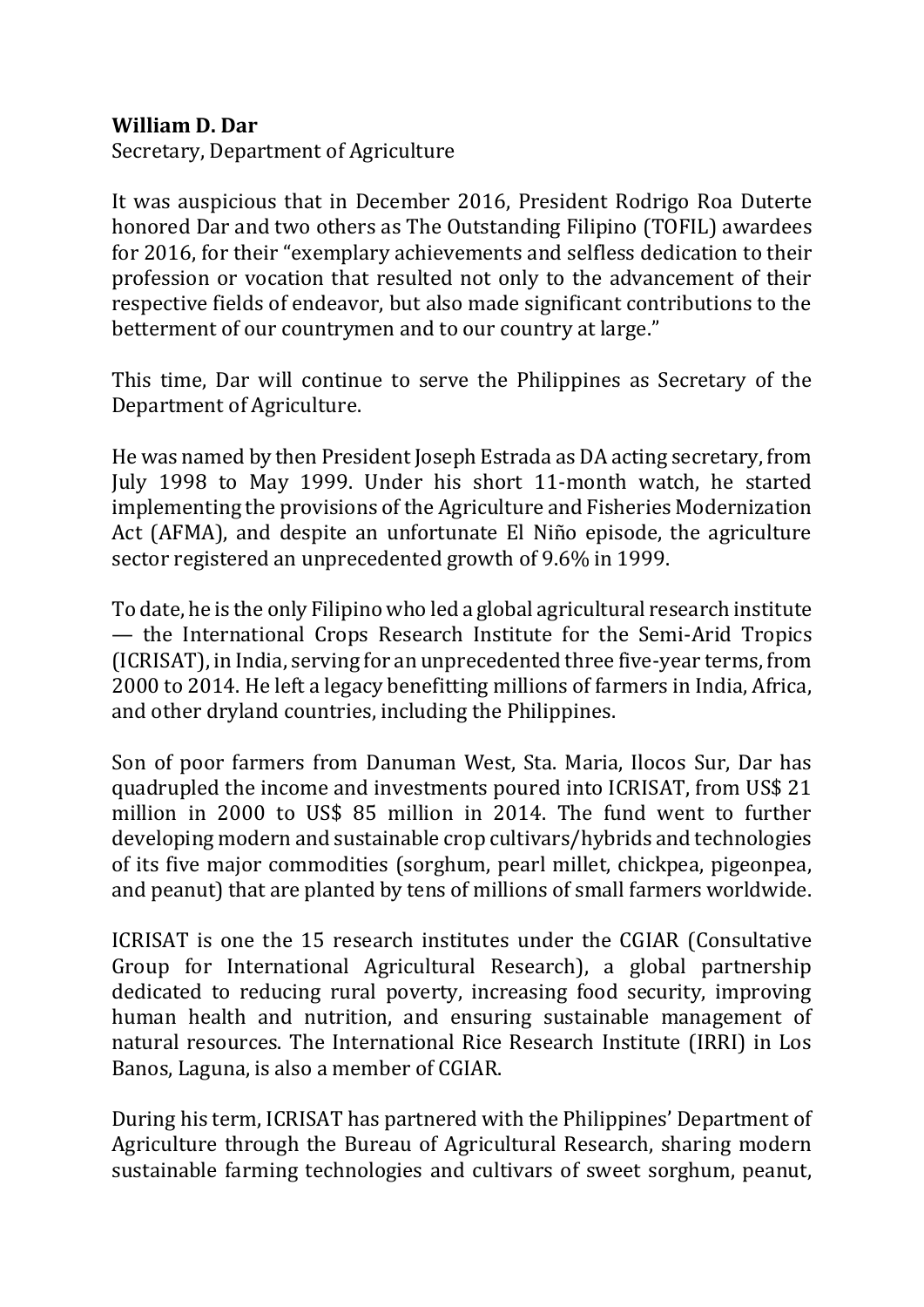**William D. Dar**

Secretary, Department of Agriculture

It was auspicious that in December 2016, President Rodrigo Roa Duterte honored Dar and two others as The Outstanding Filipino (TOFIL) awardees for 2016, for their "exemplary achievements and selfless dedication to their profession or vocation that resulted not only to the advancement of their respective fields of endeavor, but also made significant contributions to the betterment of our countrymen and to our country at large."

This time, Dar will continue to serve the Philippines as Secretary of the Department of Agriculture.

He was named by then President Joseph Estrada as DA acting secretary, from July 1998 to May 1999. Under his short 11-month watch, he started implementing the provisions of the Agriculture and Fisheries Modernization Act (AFMA), and despite an unfortunate El Niño episode, the agriculture sector registered an unprecedented growth of 9.6% in 1999.

To date, he is the only Filipino who led a global agricultural research institute — the International Crops Research Institute for the Semi-Arid Tropics (ICRISAT), in India, serving for an unprecedented three five-year terms, from 2000 to 2014. He left a legacy benefitting millions of farmers in India, Africa, and other dryland countries, including the Philippines.

Son of poor farmers from Danuman West, Sta. Maria, Ilocos Sur, Dar has quadrupled the income and investments poured into ICRISAT, from US$ 21 million in 2000 to US$ 85 million in 2014. The fund went to further developing modern and sustainable crop cultivars/hybrids and technologies of its five major commodities (sorghum, pearl millet, chickpea, pigeonpea, and peanut) that are planted by tens of millions of small farmers worldwide.

ICRISAT is one the 15 research institutes under the CGIAR (Consultative Group for International Agricultural Research), a global partnership dedicated to reducing rural poverty, increasing food security, improving human health and nutrition, and ensuring sustainable management of natural resources. The International Rice Research Institute (IRRI) in Los Banos, Laguna, is also a member of CGIAR.

During his term, ICRISAT has partnered with the Philippines' Department of Agriculture through the Bureau of Agricultural Research, sharing modern sustainable farming technologies and cultivars of sweet sorghum, peanut,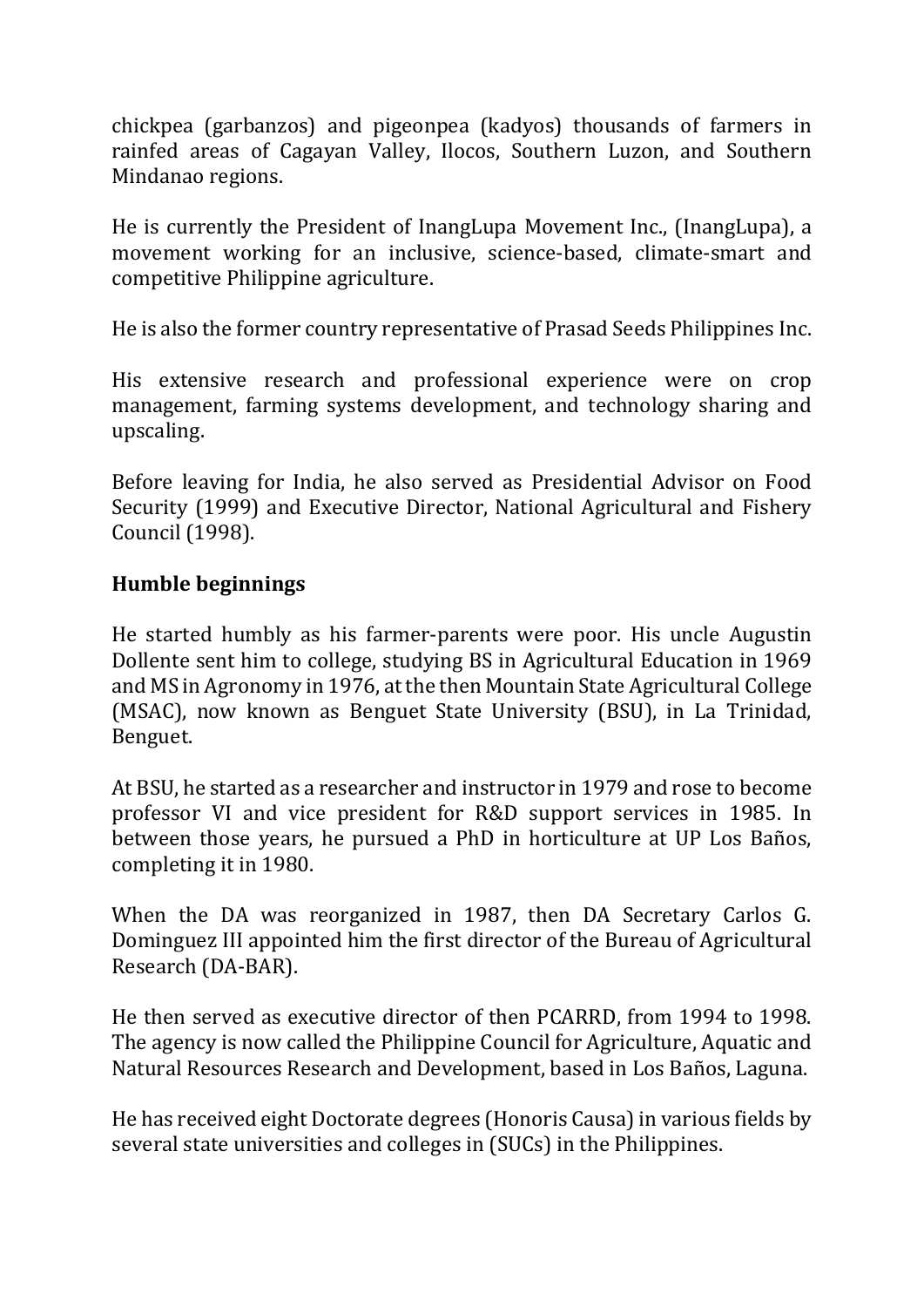chickpea (garbanzos) and pigeonpea (kadyos) thousands of farmers in rainfed areas of Cagayan Valley, Ilocos, Southern Luzon, and Southern Mindanao regions.

He is currently the President of InangLupa Movement Inc., (InangLupa), a movement working for an inclusive, science-based, climate-smart and competitive Philippine agriculture.

He is also the former country representative of Prasad Seeds Philippines Inc.

His extensive research and professional experience were on crop management, farming systems development, and technology sharing and upscaling.

Before leaving for India, he also served as Presidential Advisor on Food Security (1999) and Executive Director, National Agricultural and Fishery Council (1998).

**Humble beginnings**

He started humbly as his farmer-parents were poor. His uncle Augustin Dollente sent him to college, studying BS in Agricultural Education in 1969 and MS in Agronomy in 1976, at the then Mountain State Agricultural College (MSAC), now known as Benguet State University (BSU), in La Trinidad, Benguet.

At BSU, he started as a researcher and instructor in 1979 and rose to become professor VI and vice president for R&D support services in 1985. In between those years, he pursued a PhD in horticulture at UP Los Baños, completing it in 1980.

When the DA was reorganized in 1987, then DA Secretary Carlos G. Dominguez III appointed him the first director of the Bureau of Agricultural Research (DA-BAR).

He then served as executive director of then PCARRD, from 1994 to 1998. The agency is now called the Philippine Council for Agriculture, Aquatic and Natural Resources Research and Development, based in Los Baños, Laguna.

He has received eight Doctorate degrees (Honoris Causa) in various fields by several state universities and colleges in (SUCs) in the Philippines.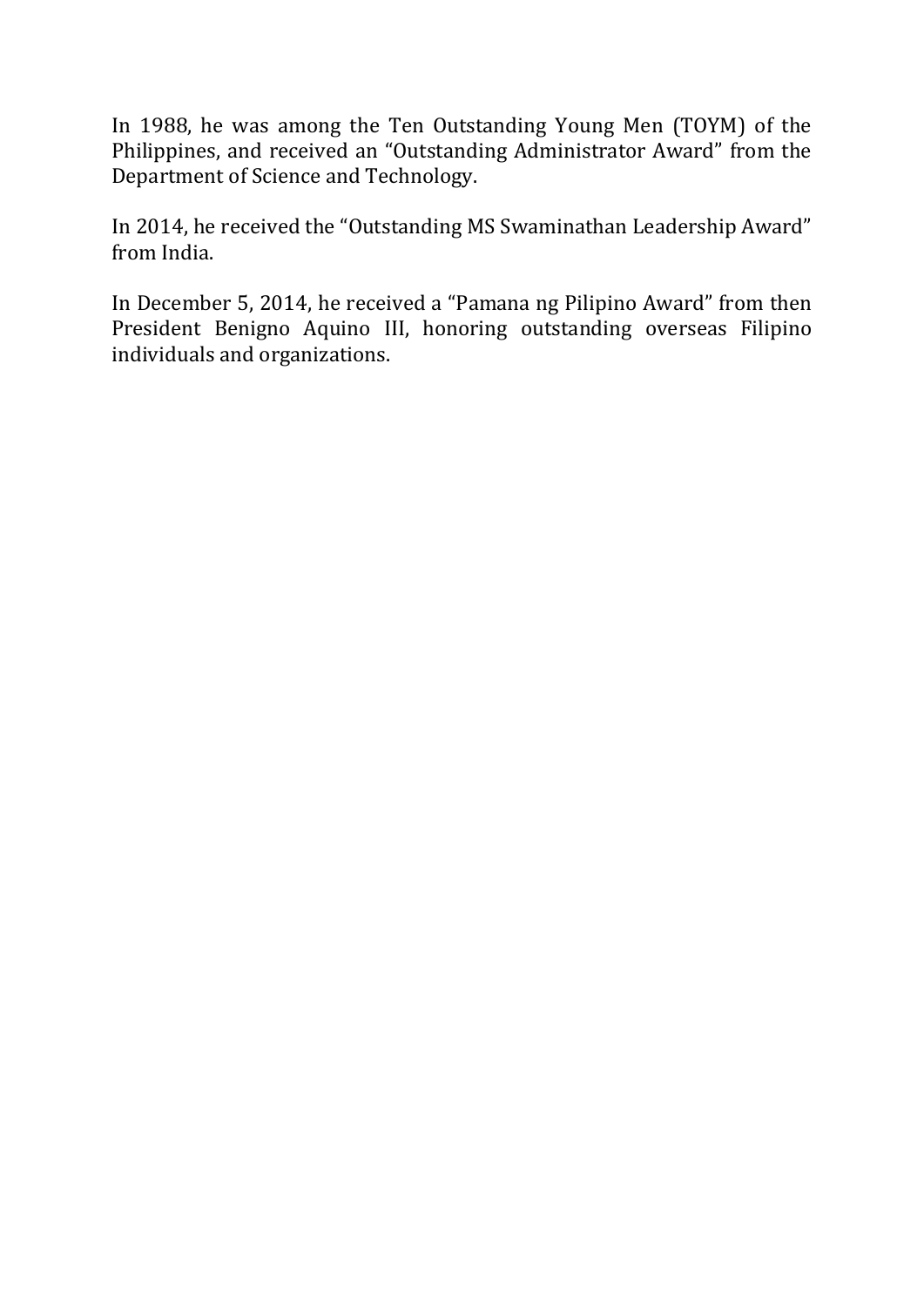In 1988, he was among the Ten Outstanding Young Men (TOYM) of the Philippines, and received an "Outstanding Administrator Award" from the Department of Science and Technology.

In 2014, he received the "Outstanding MS Swaminathan Leadership Award" from India.

In December 5, 2014, he received a "Pamana ng Pilipino Award" from then President Benigno Aquino III, honoring outstanding overseas Filipino individuals and organizations.